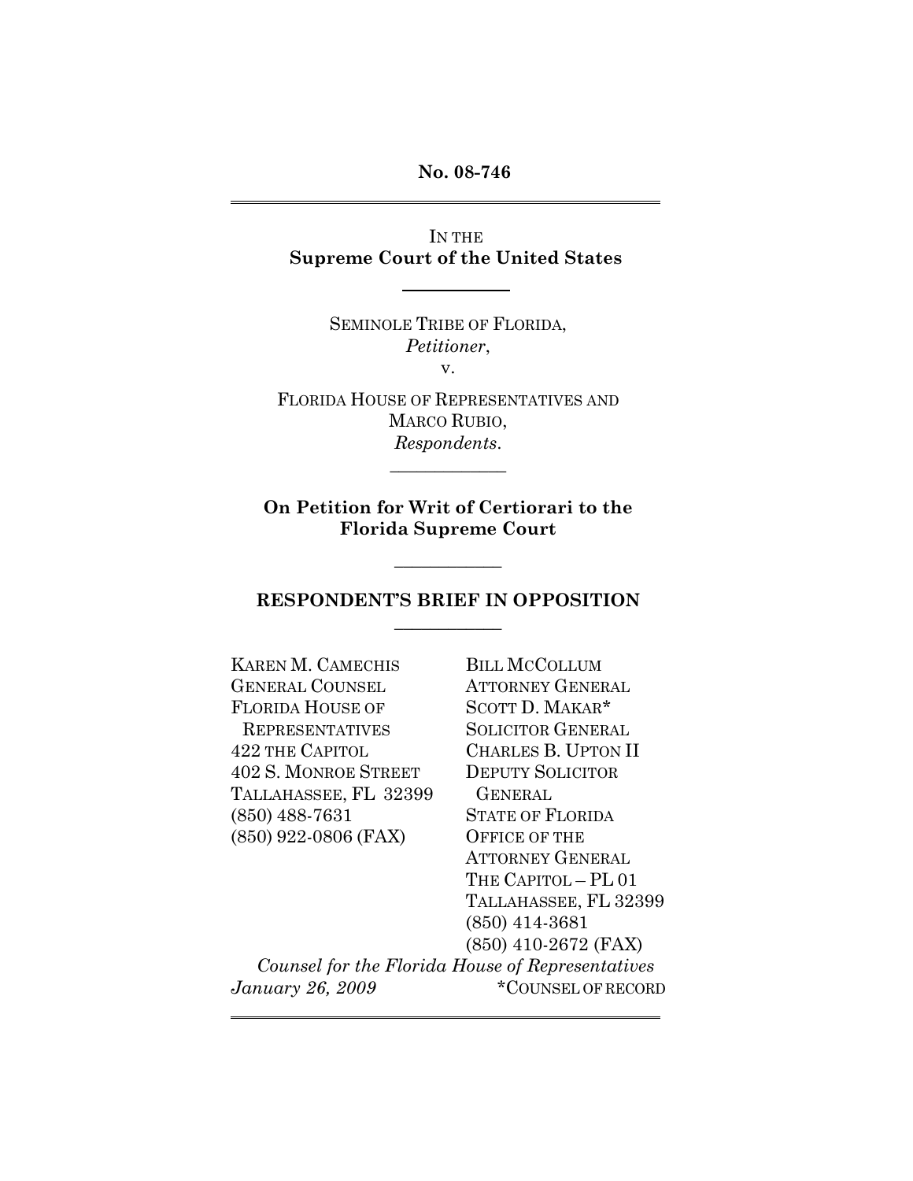**No. 08-746**

---

IN THE
**Supreme Court of the United States**

---

SEMINOLE TRIBE OF FLORIDA,
*Petitioner*,
v.

FLORIDA HOUSE OF REPRESENTATIVES AND
MARCO RUBIO,
*Respondents*.

---

**On Petition for Writ of Certiorari to the Florida Supreme Court**

---

**RESPONDENT'S BRIEF IN OPPOSITION**

---

KAREN M. CAMECHIS
GENERAL COUNSEL
FLORIDA HOUSE OF
REPRESENTATIVES
422 THE CAPITOL
402 S. MONROE STREET
TALLAHASSEE, FL 32399
(850) 488-7631
(850) 922-0806 (FAX)

BILL MCCOLLUM
ATTORNEY GENERAL
SCOTT D. MAKAR*
SOLICITOR GENERAL
CHARLES B. UPTON II
DEPUTY SOLICITOR
GENERAL
STATE OF FLORIDA
OFFICE OF THE
ATTORNEY GENERAL
THE CAPITOL – PL 01
TALLAHASSEE, FL 32399
(850) 414-3681
(850) 410-2672 (FAX)

*Counsel for the Florida House of Representatives*

*January 26, 2009*

*COUNSEL OF RECORD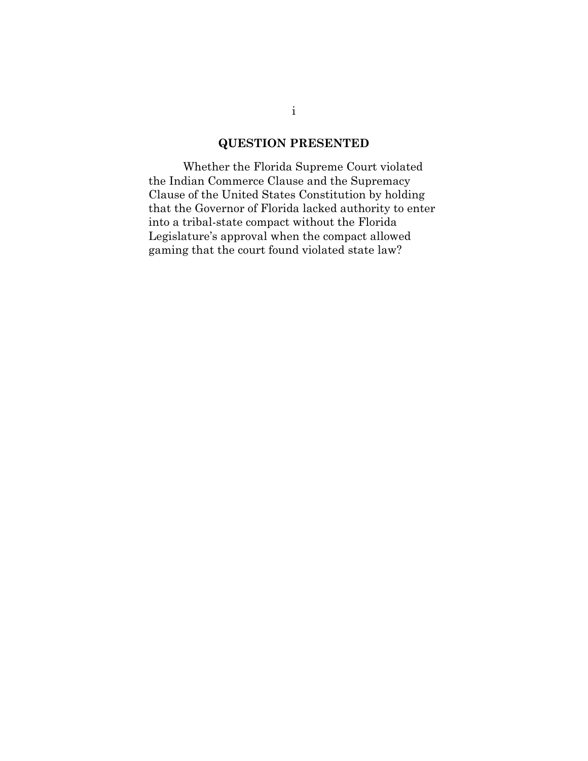## QUESTION PRESENTED

Whether the Florida Supreme Court violated the Indian Commerce Clause and the Supremacy Clause of the United States Constitution by holding that the Governor of Florida lacked authority to enter into a tribal-state compact without the Florida Legislature's approval when the compact allowed gaming that the court found violated state law?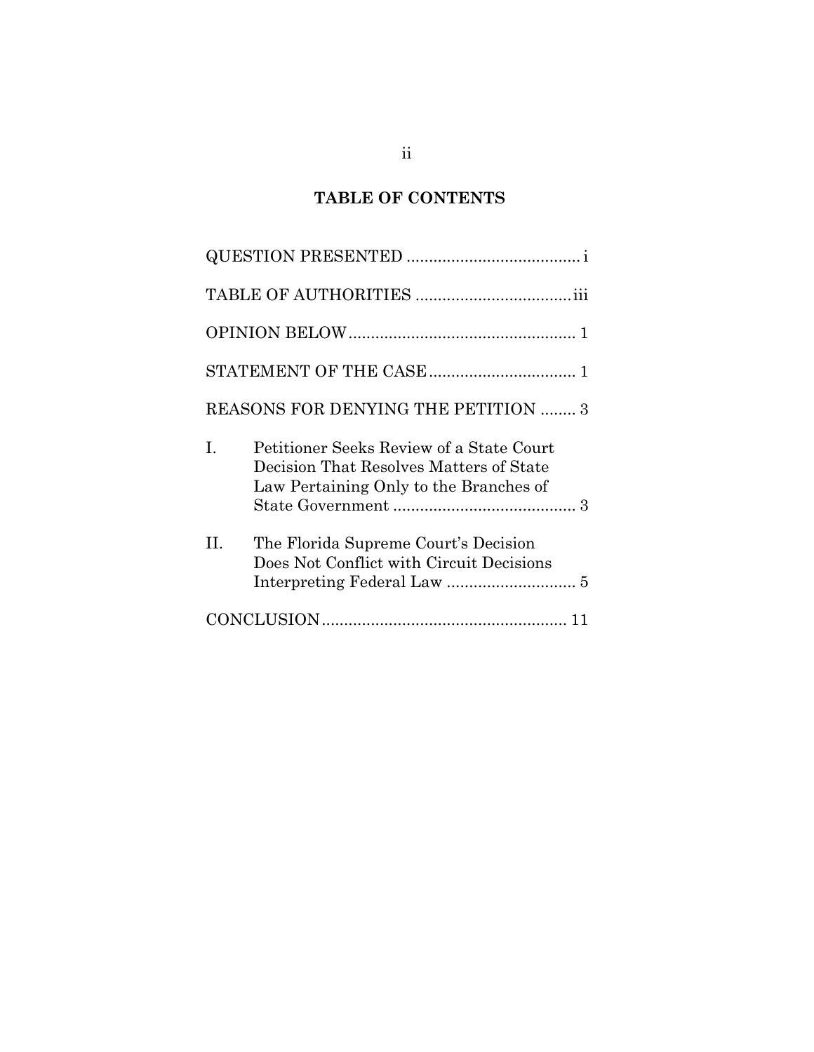## TABLE OF CONTENTS

QUESTION PRESENTED ....................................... i

TABLE OF AUTHORITIES ................................... iii

OPINION BELOW ................................................... 1

STATEMENT OF THE CASE ................................. 1

REASONS FOR DENYING THE PETITION ........ 3

I. Petitioner Seeks Review of a State Court Decision That Resolves Matters of State Law Pertaining Only to the Branches of State Government .......................................... 3

II. The Florida Supreme Court's Decision Does Not Conflict with Circuit Decisions Interpreting Federal Law ............................. 5

CONCLUSION ....................................................... 11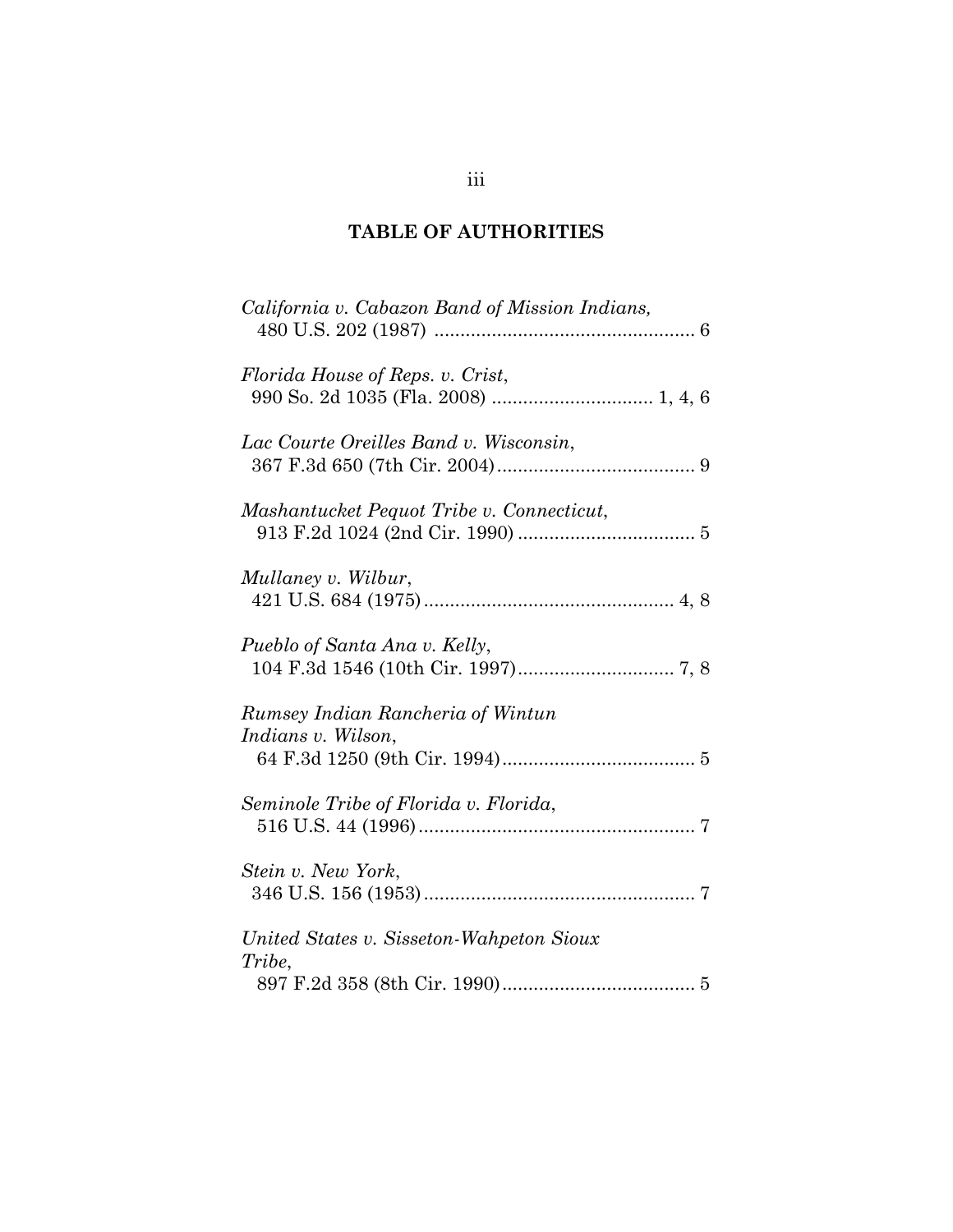## TABLE OF AUTHORITIES

*California v. Cabazon Band of Mission Indians*, 480 U.S. 202 (1987) .................................................. 6

*Florida House of Reps. v. Crist*, 990 So. 2d 1035 (Fla. 2008) ............................... 1, 4, 6

*Lac Courte Oreilles Band v. Wisconsin*, 367 F.3d 650 (7th Cir. 2004)...................................... 9

*Mashantucket Pequot Tribe v. Connecticut*, 913 F.2d 1024 (2nd Cir. 1990) .................................. 5

*Mullaney v. Wilbur*, 421 U.S. 684 (1975)................................................ 4, 8

*Pueblo of Santa Ana v. Kelly*, 104 F.3d 1546 (10th Cir. 1997).............................. 7, 8

*Rumsey Indian Rancheria of Wintun Indians v. Wilson*, 64 F.3d 1250 (9th Cir. 1994)..................................... 5

*Seminole Tribe of Florida v. Florida*, 516 U.S. 44 (1996)..................................................... 7

*Stein v. New York*, 346 U.S. 156 (1953).................................................... 7

*United States v. Sisseton-Wahpeton Sioux Tribe*, 897 F.2d 358 (8th Cir. 1990)..................................... 5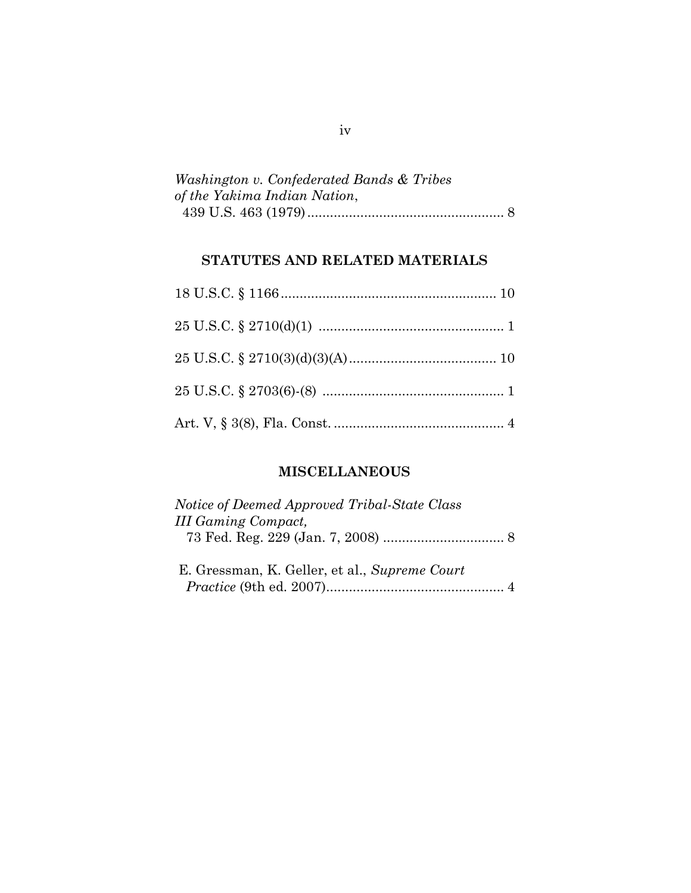*Washington v. Confederated Bands & Tribes of the Yakima Indian Nation*,
439 U.S. 463 (1979) .................................................... 8

## STATUTES AND RELATED MATERIALS

18 U.S.C. § 1166 ......................................................... 10

25 U.S.C. § 2710(d)(1) ................................................ 1

25 U.S.C. § 2710(3)(d)(3)(A) ...................................... 10

25 U.S.C. § 2703(6)-(8) ................................................ 1

Art. V, § 3(8), Fla. Const. ............................................ 4

## MISCELLANEOUS

*Notice of Deemed Approved Tribal-State Class III Gaming Compact,*
73 Fed. Reg. 229 (Jan. 7, 2008) ................................ 8

E. Gressman, K. Geller, et al., *Supreme Court Practice* (9th ed. 2007) ............................................... 4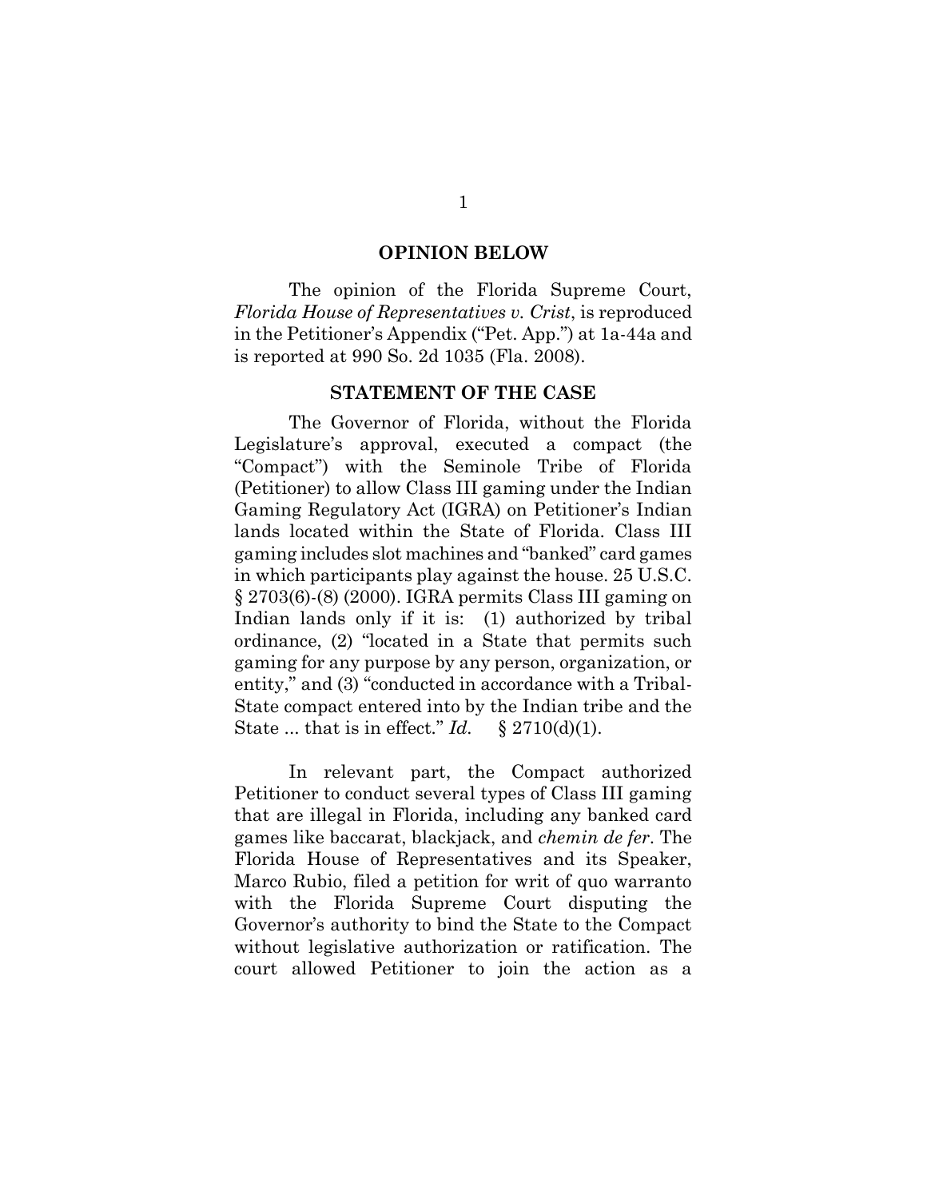## OPINION BELOW

The opinion of the Florida Supreme Court, *Florida House of Representatives v. Crist*, is reproduced in the Petitioner's Appendix ("Pet. App.") at 1a-44a and is reported at 990 So. 2d 1035 (Fla. 2008).

## STATEMENT OF THE CASE

The Governor of Florida, without the Florida Legislature's approval, executed a compact (the "Compact") with the Seminole Tribe of Florida (Petitioner) to allow Class III gaming under the Indian Gaming Regulatory Act (IGRA) on Petitioner's Indian lands located within the State of Florida. Class III gaming includes slot machines and "banked" card games in which participants play against the house. 25 U.S.C. § 2703(6)-(8) (2000). IGRA permits Class III gaming on Indian lands only if it is: (1) authorized by tribal ordinance, (2) "located in a State that permits such gaming for any purpose by any person, organization, or entity," and (3) "conducted in accordance with a Tribal-State compact entered into by the Indian tribe and the State ... that is in effect." *Id.* § 2710(d)(1).

In relevant part, the Compact authorized Petitioner to conduct several types of Class III gaming that are illegal in Florida, including any banked card games like baccarat, blackjack, and *chemin de fer*. The Florida House of Representatives and its Speaker, Marco Rubio, filed a petition for writ of quo warranto with the Florida Supreme Court disputing the Governor's authority to bind the State to the Compact without legislative authorization or ratification. The court allowed Petitioner to join the action as a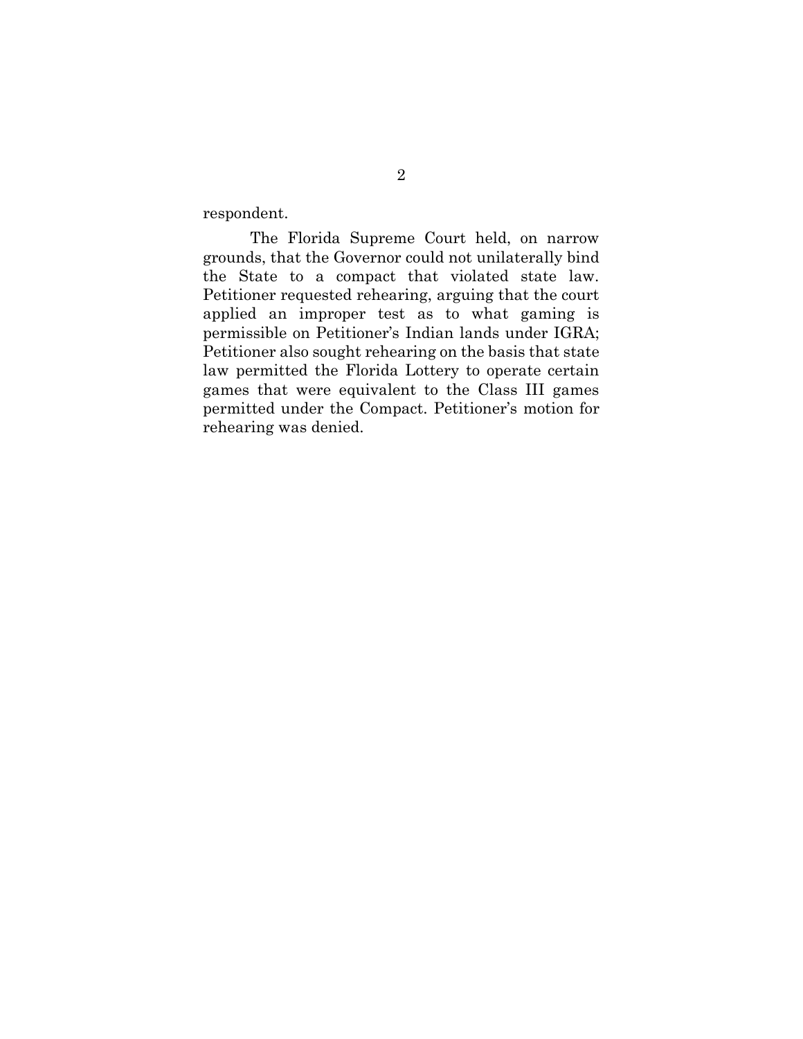respondent.

The Florida Supreme Court held, on narrow grounds, that the Governor could not unilaterally bind the State to a compact that violated state law. Petitioner requested rehearing, arguing that the court applied an improper test as to what gaming is permissible on Petitioner's Indian lands under IGRA; Petitioner also sought rehearing on the basis that state law permitted the Florida Lottery to operate certain games that were equivalent to the Class III games permitted under the Compact. Petitioner's motion for rehearing was denied.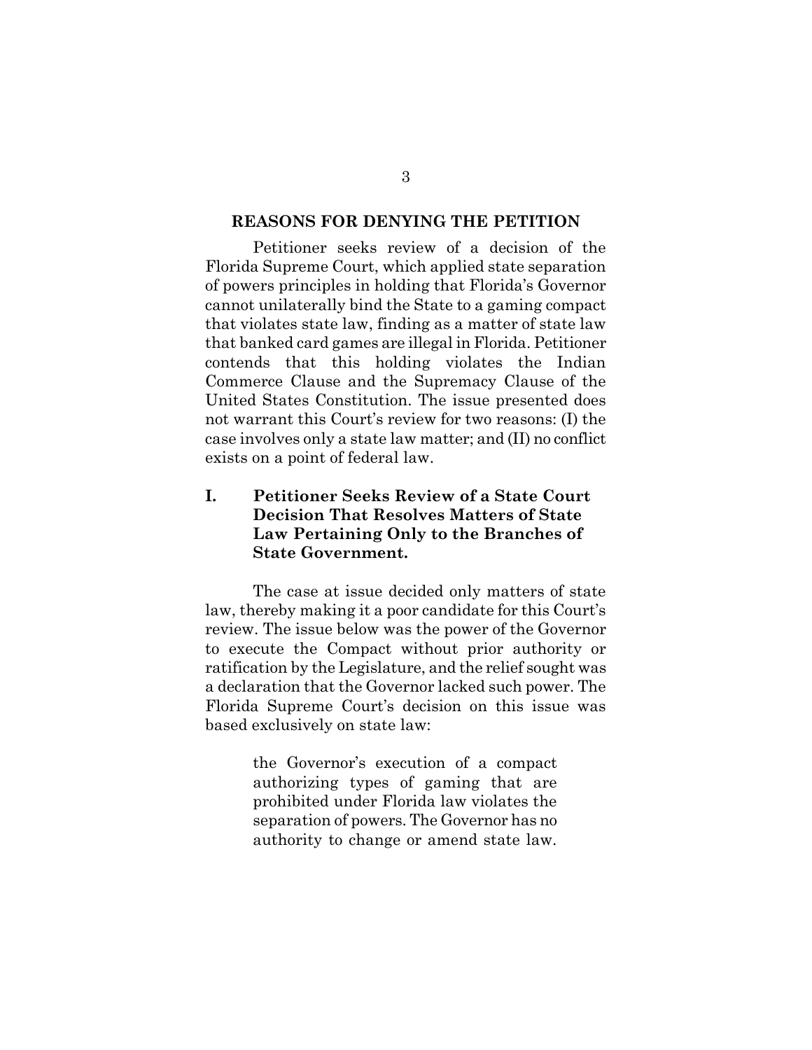## REASONS FOR DENYING THE PETITION

Petitioner seeks review of a decision of the Florida Supreme Court, which applied state separation of powers principles in holding that Florida's Governor cannot unilaterally bind the State to a gaming compact that violates state law, finding as a matter of state law that banked card games are illegal in Florida. Petitioner contends that this holding violates the Indian Commerce Clause and the Supremacy Clause of the United States Constitution. The issue presented does not warrant this Court's review for two reasons: (I) the case involves only a state law matter; and (II) no conflict exists on a point of federal law.

### I. Petitioner Seeks Review of a State Court Decision That Resolves Matters of State Law Pertaining Only to the Branches of State Government.

The case at issue decided only matters of state law, thereby making it a poor candidate for this Court's review. The issue below was the power of the Governor to execute the Compact without prior authority or ratification by the Legislature, and the relief sought was a declaration that the Governor lacked such power. The Florida Supreme Court's decision on this issue was based exclusively on state law:

> the Governor's execution of a compact authorizing types of gaming that are prohibited under Florida law violates the separation of powers. The Governor has no authority to change or amend state law.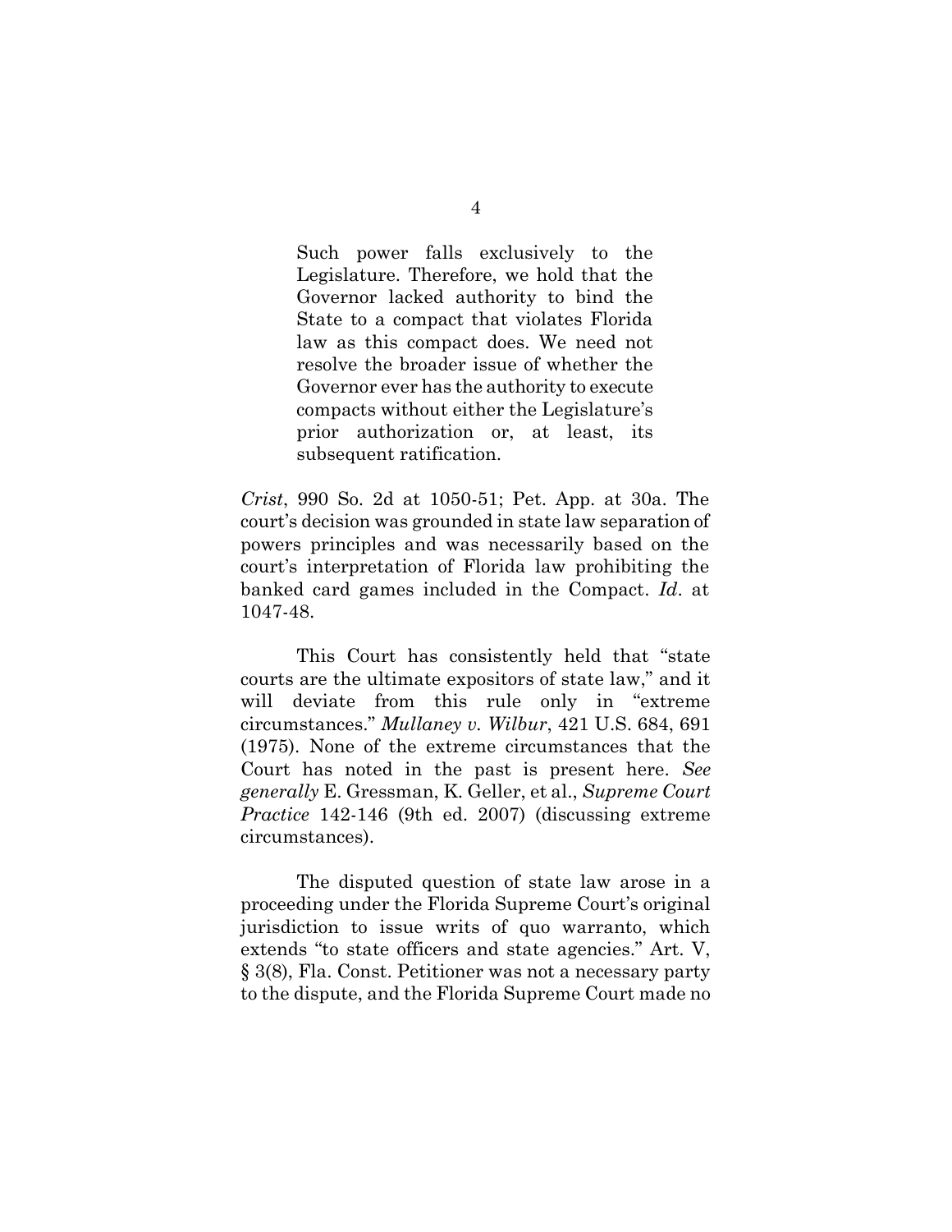> Such power falls exclusively to the Legislature. Therefore, we hold that the Governor lacked authority to bind the State to a compact that violates Florida law as this compact does. We need not resolve the broader issue of whether the Governor ever has the authority to execute compacts without either the Legislature's prior authorization or, at least, its subsequent ratification.

*Crist*, 990 So. 2d at 1050-51; Pet. App. at 30a. The court's decision was grounded in state law separation of powers principles and was necessarily based on the court's interpretation of Florida law prohibiting the banked card games included in the Compact. *Id*. at 1047-48.

This Court has consistently held that "state courts are the ultimate expositors of state law," and it will deviate from this rule only in "extreme circumstances." *Mullaney v. Wilbur*, 421 U.S. 684, 691 (1975). None of the extreme circumstances that the Court has noted in the past is present here. *See generally* E. Gressman, K. Geller, et al., *Supreme Court Practice* 142-146 (9th ed. 2007) (discussing extreme circumstances).

The disputed question of state law arose in a proceeding under the Florida Supreme Court's original jurisdiction to issue writs of quo warranto, which extends "to state officers and state agencies." Art. V, § 3(8), Fla. Const. Petitioner was not a necessary party to the dispute, and the Florida Supreme Court made no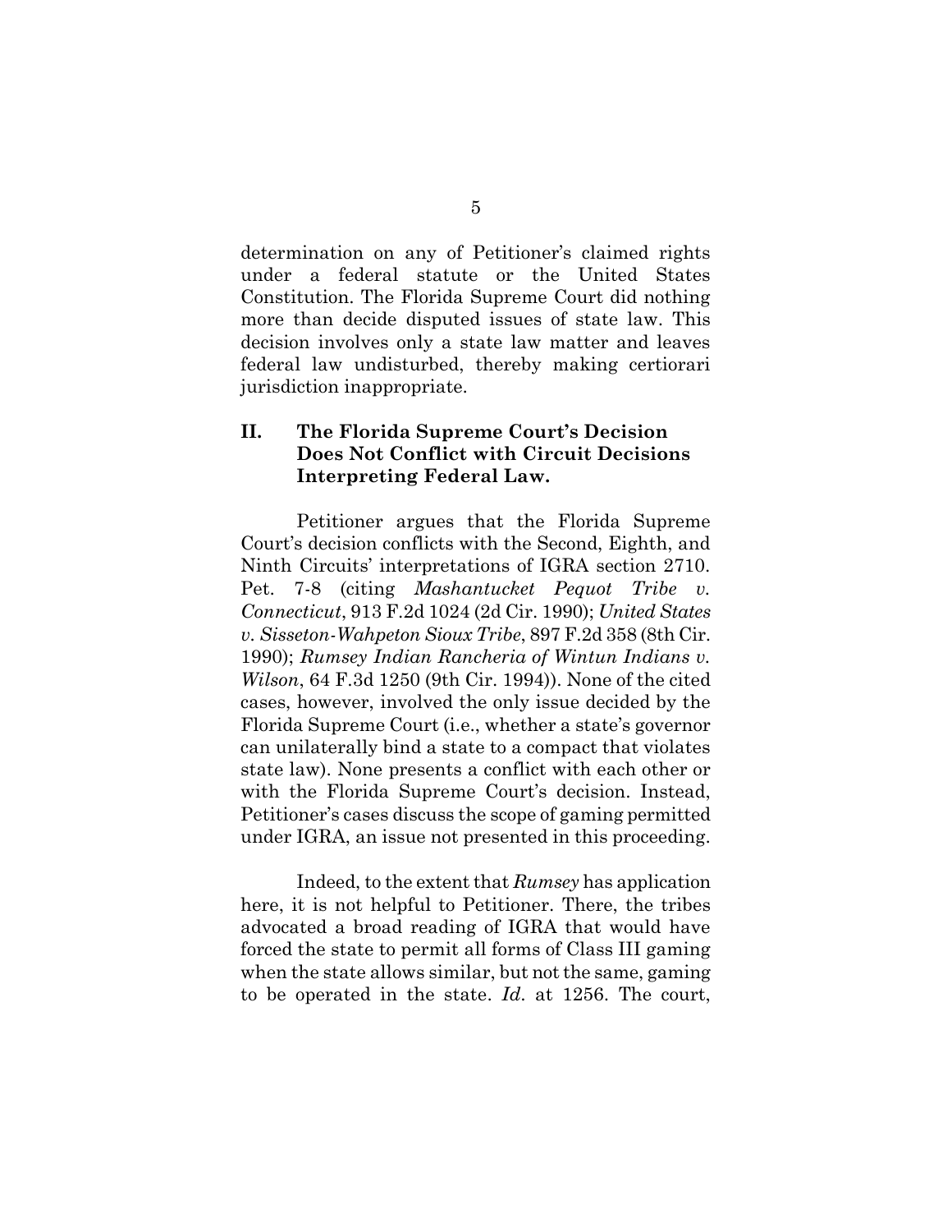determination on any of Petitioner's claimed rights under a federal statute or the United States Constitution. The Florida Supreme Court did nothing more than decide disputed issues of state law. This decision involves only a state law matter and leaves federal law undisturbed, thereby making certiorari jurisdiction inappropriate.

## II. The Florida Supreme Court's Decision Does Not Conflict with Circuit Decisions Interpreting Federal Law.

Petitioner argues that the Florida Supreme Court's decision conflicts with the Second, Eighth, and Ninth Circuits' interpretations of IGRA section 2710. Pet. 7-8 (citing *Mashantucket Pequot Tribe v. Connecticut*, 913 F.2d 1024 (2d Cir. 1990); *United States v. Sisseton-Wahpeton Sioux Tribe*, 897 F.2d 358 (8th Cir. 1990); *Rumsey Indian Rancheria of Wintun Indians v. Wilson*, 64 F.3d 1250 (9th Cir. 1994)). None of the cited cases, however, involved the only issue decided by the Florida Supreme Court (i.e., whether a state's governor can unilaterally bind a state to a compact that violates state law). None presents a conflict with each other or with the Florida Supreme Court's decision. Instead, Petitioner's cases discuss the scope of gaming permitted under IGRA, an issue not presented in this proceeding.

Indeed, to the extent that *Rumsey* has application here, it is not helpful to Petitioner. There, the tribes advocated a broad reading of IGRA that would have forced the state to permit all forms of Class III gaming when the state allows similar, but not the same, gaming to be operated in the state. *Id.* at 1256. The court,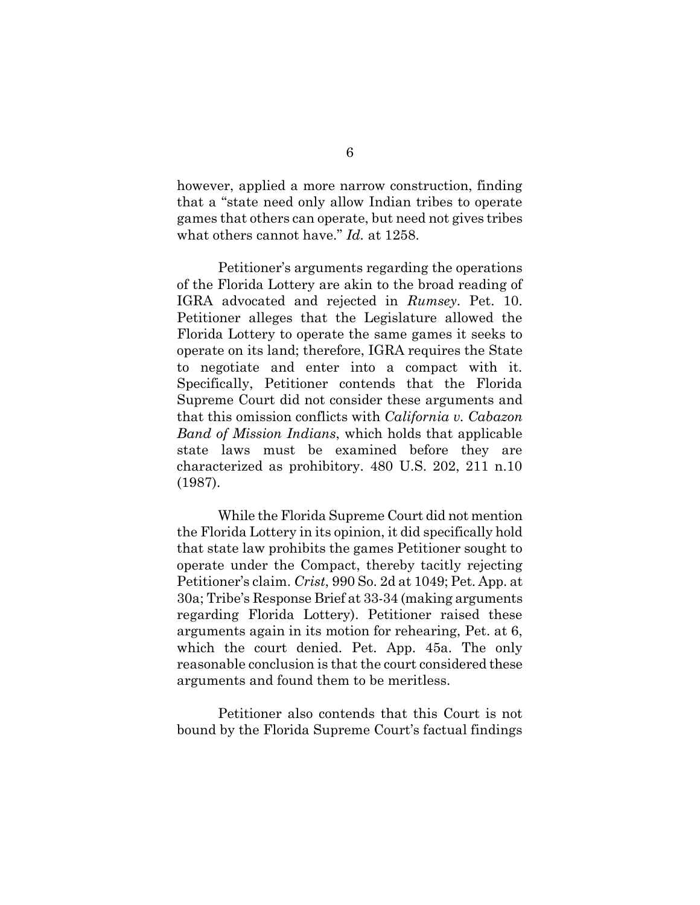however, applied a more narrow construction, finding that a "state need only allow Indian tribes to operate games that others can operate, but need not gives tribes what others cannot have." *Id.* at 1258.

Petitioner's arguments regarding the operations of the Florida Lottery are akin to the broad reading of IGRA advocated and rejected in *Rumsey*. Pet. 10. Petitioner alleges that the Legislature allowed the Florida Lottery to operate the same games it seeks to operate on its land; therefore, IGRA requires the State to negotiate and enter into a compact with it. Specifically, Petitioner contends that the Florida Supreme Court did not consider these arguments and that this omission conflicts with *California v. Cabazon Band of Mission Indians*, which holds that applicable state laws must be examined before they are characterized as prohibitory. 480 U.S. 202, 211 n.10 (1987).

While the Florida Supreme Court did not mention the Florida Lottery in its opinion, it did specifically hold that state law prohibits the games Petitioner sought to operate under the Compact, thereby tacitly rejecting Petitioner's claim. *Crist*, 990 So. 2d at 1049; Pet. App. at 30a; Tribe's Response Brief at 33-34 (making arguments regarding Florida Lottery). Petitioner raised these arguments again in its motion for rehearing, Pet. at 6, which the court denied. Pet. App. 45a. The only reasonable conclusion is that the court considered these arguments and found them to be meritless.

Petitioner also contends that this Court is not bound by the Florida Supreme Court's factual findings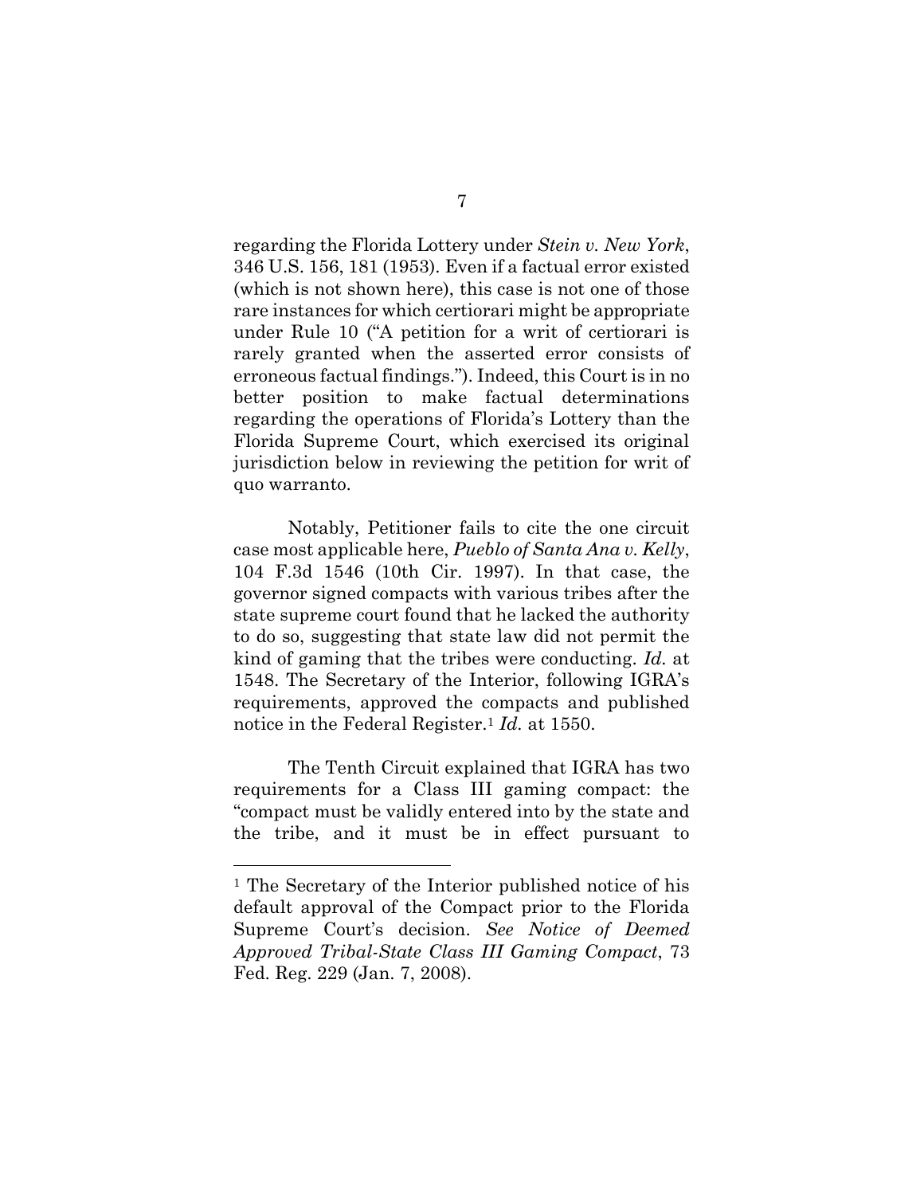regarding the Florida Lottery under *Stein v. New York*, 346 U.S. 156, 181 (1953). Even if a factual error existed (which is not shown here), this case is not one of those rare instances for which certiorari might be appropriate under Rule 10 ("A petition for a writ of certiorari is rarely granted when the asserted error consists of erroneous factual findings."). Indeed, this Court is in no better position to make factual determinations regarding the operations of Florida's Lottery than the Florida Supreme Court, which exercised its original jurisdiction below in reviewing the petition for writ of quo warranto.

Notably, Petitioner fails to cite the one circuit case most applicable here, *Pueblo of Santa Ana v. Kelly*, 104 F.3d 1546 (10th Cir. 1997). In that case, the governor signed compacts with various tribes after the state supreme court found that he lacked the authority to do so, suggesting that state law did not permit the kind of gaming that the tribes were conducting. *Id.* at 1548. The Secretary of the Interior, following IGRA's requirements, approved the compacts and published notice in the Federal Register.[1] *Id.* at 1550.

The Tenth Circuit explained that IGRA has two requirements for a Class III gaming compact: the "compact must be validly entered into by the state and the tribe, and it must be in effect pursuant to

[1] The Secretary of the Interior published notice of his default approval of the Compact prior to the Florida Supreme Court's decision. *See Notice of Deemed Approved Tribal-State Class III Gaming Compact*, 73 Fed. Reg. 229 (Jan. 7, 2008).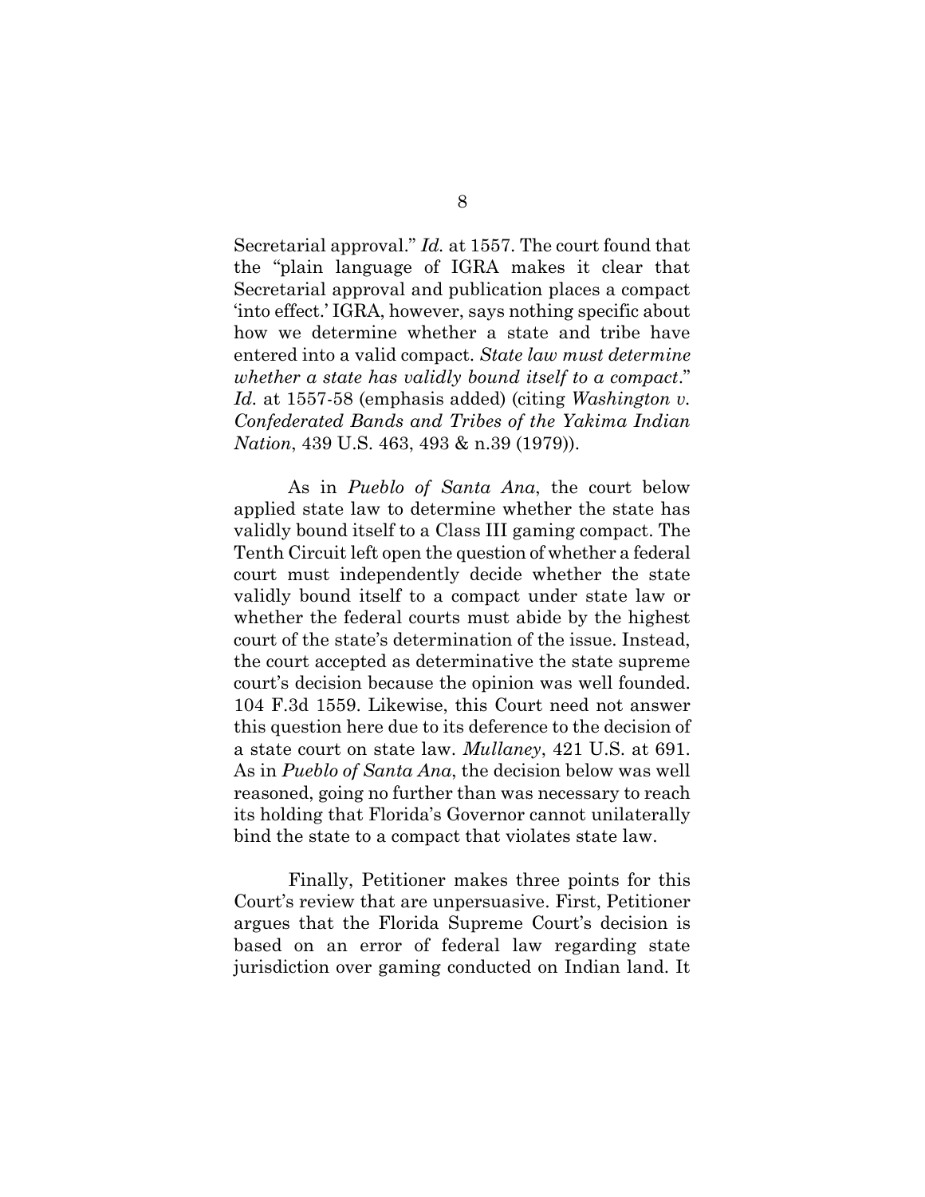Secretarial approval." *Id.* at 1557. The court found that the "plain language of IGRA makes it clear that Secretarial approval and publication places a compact 'into effect.' IGRA, however, says nothing specific about how we determine whether a state and tribe have entered into a valid compact. *State law must determine whether a state has validly bound itself to a compact*." *Id.* at 1557-58 (emphasis added) (citing *Washington v. Confederated Bands and Tribes of the Yakima Indian Nation*, 439 U.S. 463, 493 & n.39 (1979)).

As in *Pueblo of Santa Ana*, the court below applied state law to determine whether the state has validly bound itself to a Class III gaming compact. The Tenth Circuit left open the question of whether a federal court must independently decide whether the state validly bound itself to a compact under state law or whether the federal courts must abide by the highest court of the state's determination of the issue. Instead, the court accepted as determinative the state supreme court's decision because the opinion was well founded. 104 F.3d 1559. Likewise, this Court need not answer this question here due to its deference to the decision of a state court on state law. *Mullaney*, 421 U.S. at 691. As in *Pueblo of Santa Ana*, the decision below was well reasoned, going no further than was necessary to reach its holding that Florida's Governor cannot unilaterally bind the state to a compact that violates state law.

Finally, Petitioner makes three points for this Court's review that are unpersuasive. First, Petitioner argues that the Florida Supreme Court's decision is based on an error of federal law regarding state jurisdiction over gaming conducted on Indian land. It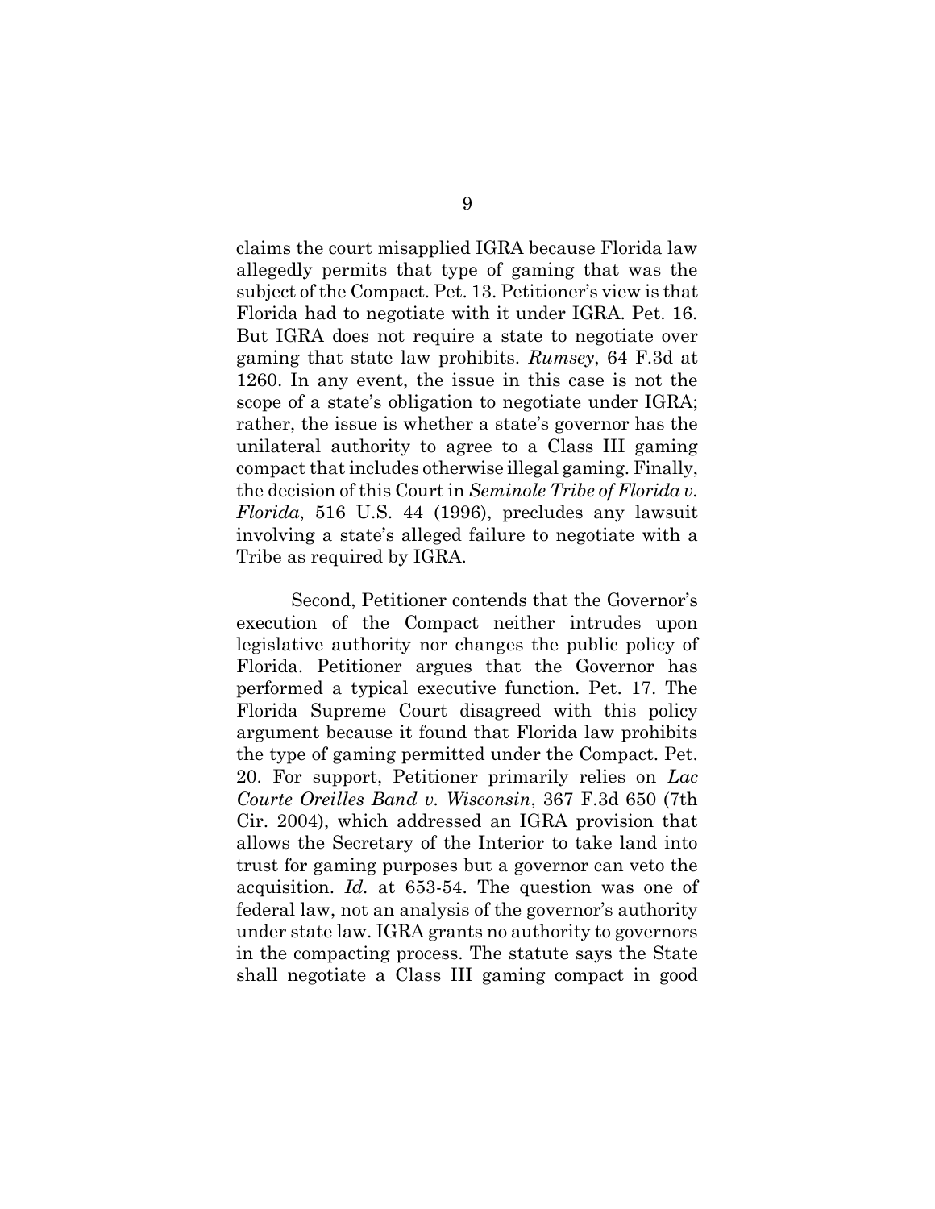claims the court misapplied IGRA because Florida law allegedly permits that type of gaming that was the subject of the Compact. Pet. 13. Petitioner's view is that Florida had to negotiate with it under IGRA. Pet. 16. But IGRA does not require a state to negotiate over gaming that state law prohibits. *Rumsey*, 64 F.3d at 1260. In any event, the issue in this case is not the scope of a state's obligation to negotiate under IGRA; rather, the issue is whether a state's governor has the unilateral authority to agree to a Class III gaming compact that includes otherwise illegal gaming. Finally, the decision of this Court in *Seminole Tribe of Florida v. Florida*, 516 U.S. 44 (1996), precludes any lawsuit involving a state's alleged failure to negotiate with a Tribe as required by IGRA.

Second, Petitioner contends that the Governor's execution of the Compact neither intrudes upon legislative authority nor changes the public policy of Florida. Petitioner argues that the Governor has performed a typical executive function. Pet. 17. The Florida Supreme Court disagreed with this policy argument because it found that Florida law prohibits the type of gaming permitted under the Compact. Pet. 20. For support, Petitioner primarily relies on *Lac Courte Oreilles Band v. Wisconsin*, 367 F.3d 650 (7th Cir. 2004), which addressed an IGRA provision that allows the Secretary of the Interior to take land into trust for gaming purposes but a governor can veto the acquisition. *Id.* at 653-54. The question was one of federal law, not an analysis of the governor's authority under state law. IGRA grants no authority to governors in the compacting process. The statute says the State shall negotiate a Class III gaming compact in good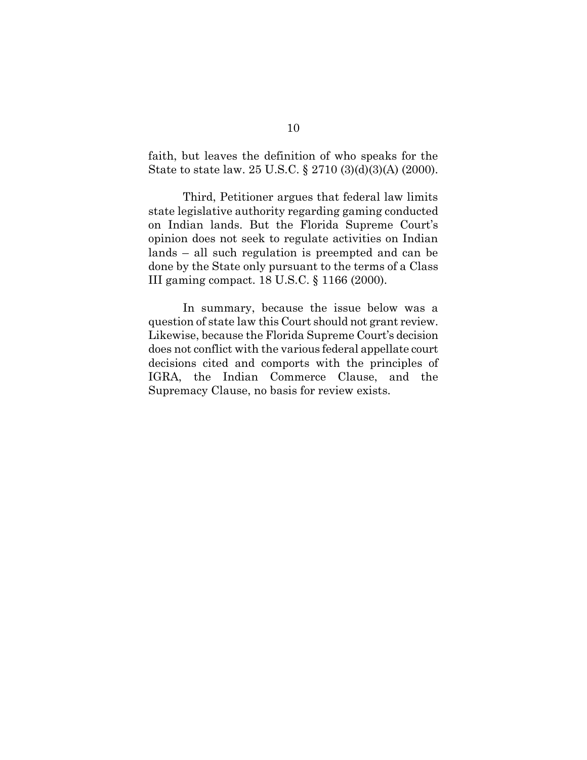faith, but leaves the definition of who speaks for the State to state law. 25 U.S.C. § 2710 (3)(d)(3)(A) (2000).

Third, Petitioner argues that federal law limits state legislative authority regarding gaming conducted on Indian lands. But the Florida Supreme Court's opinion does not seek to regulate activities on Indian lands – all such regulation is preempted and can be done by the State only pursuant to the terms of a Class III gaming compact. 18 U.S.C. § 1166 (2000).

In summary, because the issue below was a question of state law this Court should not grant review. Likewise, because the Florida Supreme Court's decision does not conflict with the various federal appellate court decisions cited and comports with the principles of IGRA, the Indian Commerce Clause, and the Supremacy Clause, no basis for review exists.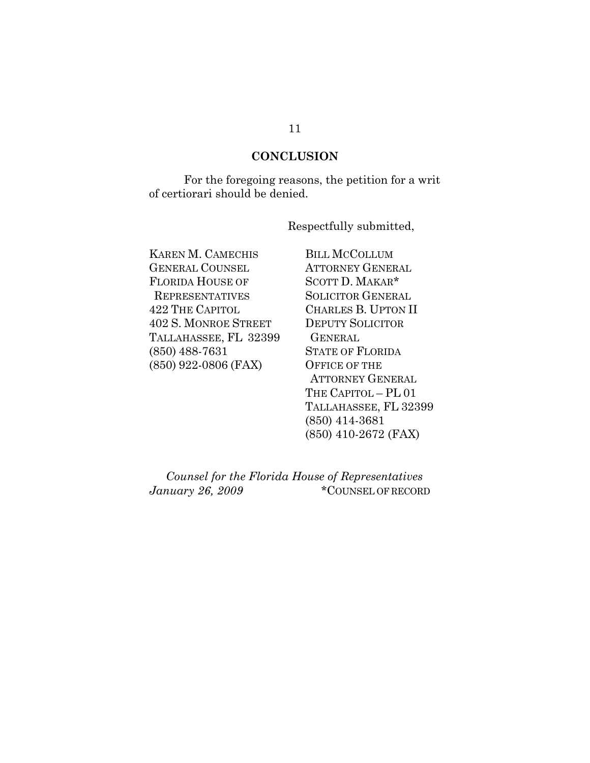## CONCLUSION

For the foregoing reasons, the petition for a writ of certiorari should be denied.

Respectfully submitted,

KAREN M. CAMECHIS
GENERAL COUNSEL
FLORIDA HOUSE OF
REPRESENTATIVES
422 THE CAPITOL
402 S. MONROE STREET
TALLAHASSEE, FL 32399
(850) 488-7631
(850) 922-0806 (FAX)

BILL MCCOLLUM
ATTORNEY GENERAL
SCOTT D. MAKAR*
SOLICITOR GENERAL
CHARLES B. UPTON II
DEPUTY SOLICITOR
GENERAL
STATE OF FLORIDA
OFFICE OF THE
ATTORNEY GENERAL
THE CAPITOL – PL 01
TALLAHASSEE, FL 32399
(850) 414-3681
(850) 410-2672 (FAX)

*Counsel for the Florida House of Representatives*

*January 26, 2009*

*COUNSEL OF RECORD